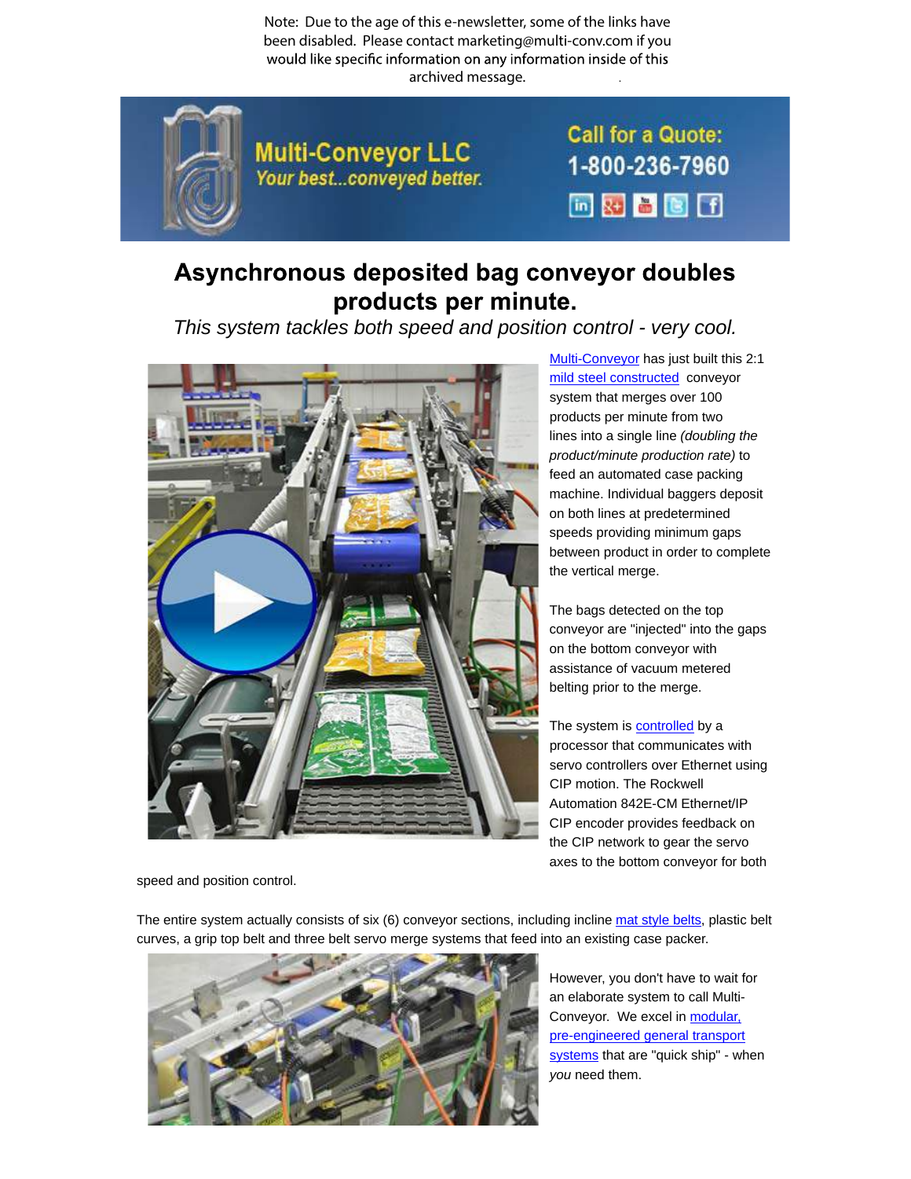Note: Due to the age of this e-newsletter, some of the links have been disabled. Please contact marketing@multi-conv.com if you would like specific information on any information inside of this archived message.

Multi-Conveyor LLC
*Your best...conveyed better.*

Call for a Quote:
1-800-236-7960

# Asynchronous deposited bag conveyor doubles products per minute.

*This system tackles both speed and position control - very cool.*

Multi-Conveyor has just built this 2:1 mild steel constructed conveyor system that merges over 100 products per minute from two lines into a single line *(doubling the product/minute production rate)* to feed an automated case packing machine. Individual baggers deposit on both lines at predetermined speeds providing minimum gaps between product in order to complete the vertical merge.

The bags detected on the top conveyor are "injected" into the gaps on the bottom conveyor with assistance of vacuum metered belting prior to the merge.

The system is controlled by a processor that communicates with servo controllers over Ethernet using CIP motion. The Rockwell Automation 842E-CM Ethernet/IP CIP encoder provides feedback on the CIP network to gear the servo axes to the bottom conveyor for both speed and position control.

The entire system actually consists of six (6) conveyor sections, including incline mat style belts, plastic belt curves, a grip top belt and three belt servo merge systems that feed into an existing case packer.

However, you don't have to wait for an elaborate system to call Multi-Conveyor. We excel in modular, pre-engineered general transport systems that are "quick ship" - when *you* need them.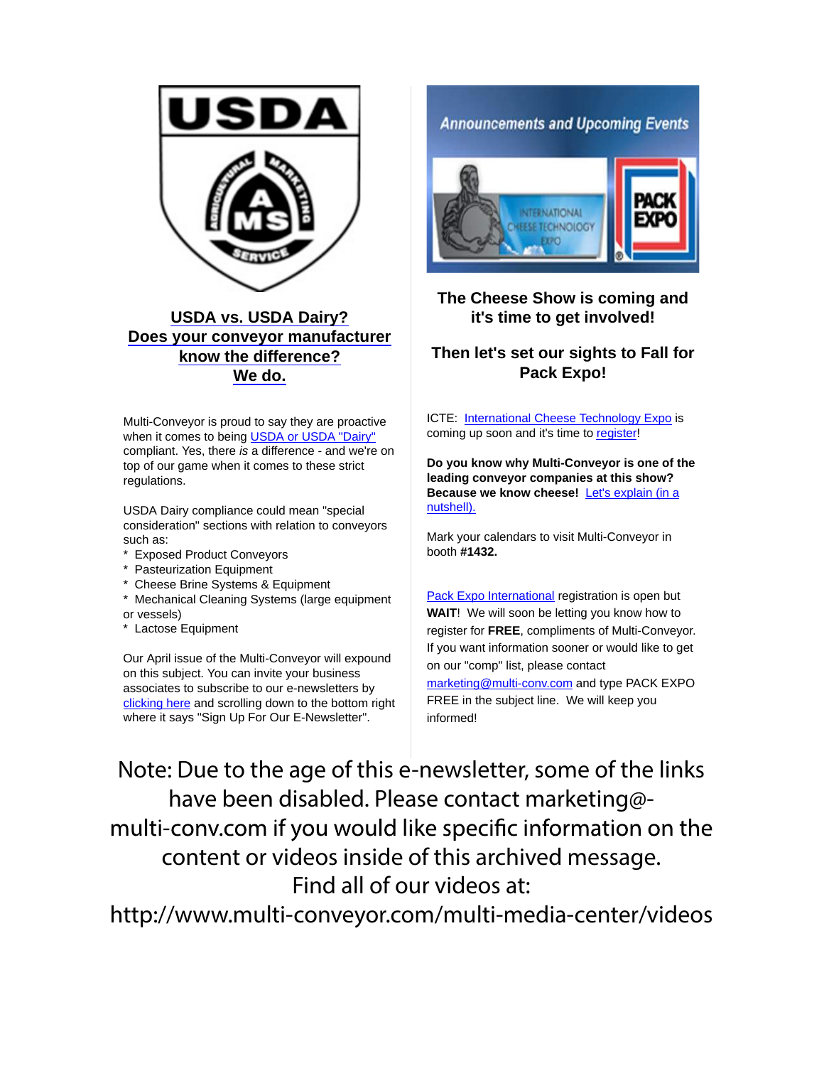## USDA vs. USDA Dairy?
## Does your conveyor manufacturer know the difference?
## We do.

Multi-Conveyor is proud to say they are proactive when it comes to being USDA or USDA "Dairy" compliant. Yes, there *is* a difference - and we're on top of our game when it comes to these strict regulations.

USDA Dairy compliance could mean "special consideration" sections with relation to conveyors such as:

* Exposed Product Conveyors
* Pasteurization Equipment
* Cheese Brine Systems & Equipment
* Mechanical Cleaning Systems (large equipment or vessels)
* Lactose Equipment

Our April issue of the Multi-Conveyor will expound on this subject. You can invite your business associates to subscribe to our e-newsletters by clicking here and scrolling down to the bottom right where it says "Sign Up For Our E-Newsletter".

Announcements and Upcoming Events

## The Cheese Show is coming and it's time to get involved!

## Then let's set our sights to Fall for Pack Expo!

ICTE: International Cheese Technology Expo is coming up soon and it's time to register!

**Do you know why Multi-Conveyor is one of the leading conveyor companies at this show? Because we know cheese!** Let's explain (in a nutshell).

Mark your calendars to visit Multi-Conveyor in booth **#1432.**

Pack Expo International registration is open but **WAIT**! We will soon be letting you know how to register for **FREE**, compliments of Multi-Conveyor. If you want information sooner or would like to get on our "comp" list, please contact marketing@multi-conv.com and type PACK EXPO FREE in the subject line. We will keep you informed!

Note: Due to the age of this e-newsletter, some of the links have been disabled. Please contact marketing@multi-conv.com if you would like specific information on the content or videos inside of this archived message. Find all of our videos at: http://www.multi-conveyor.com/multi-media-center/videos